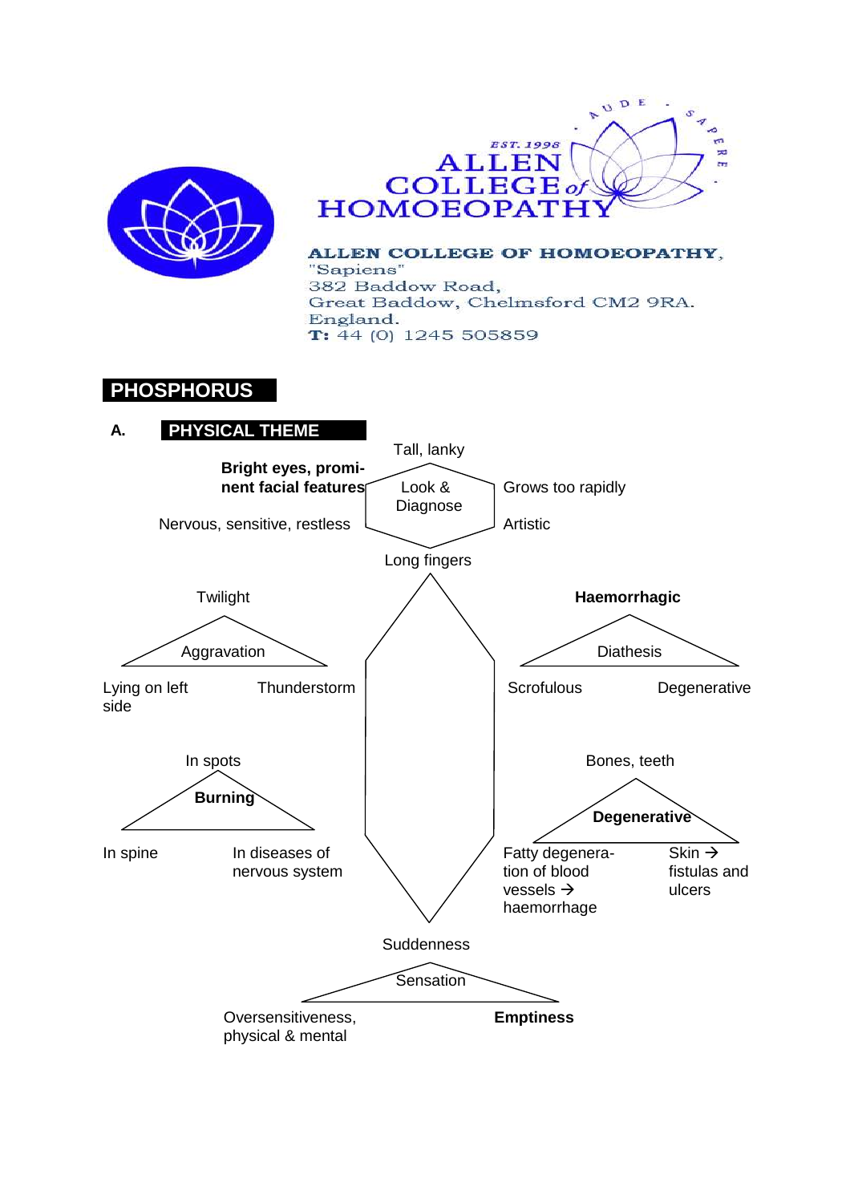ALLEN COLLEGE of HOMOEOPATHY

EST. 1998

AUDE SAPERE

**ALLEN COLLEGE OF HOMOEOPATHY,**
"Sapiens"
382 Baddow Road,
Great Baddow, Chelmsford CM2 9RA.
England.
**T:** 44 (0) 1245 505859

# PHOSPHORUS

## A. PHYSICAL THEME

**Look & Diagnose**

- Tall, lanky
- **Bright eyes, prominent facial features**
- Grows too rapidly
- Nervous, sensitive, restless
- Artistic
- Long fingers

**Aggravation**

- Twilight
- Lying on left side
- Thunderstorm

**Diathesis**

- **Haemorrhagic**
- Scrofulous
- Degenerative

**Burning**

- In spots
- In spine
- In diseases of nervous system

**Degenerative**

- Bones, teeth
- Fatty degeneration of blood vessels → haemorrhage
- Skin → fistulas and ulcers

**Sensation**

- Suddenness
- Oversensitiveness, physical & mental
- **Emptiness**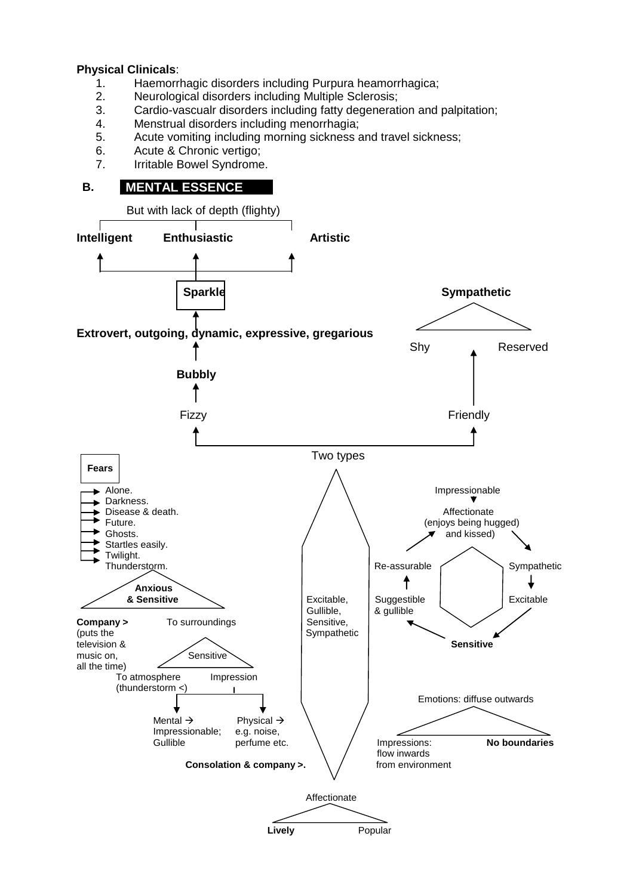**Physical Clinicals**:

1. Haemorrhagic disorders including Purpura heamorrhagica;
2. Neurological disorders including Multiple Sclerosis;
3. Cardio-vascualr disorders including fatty degeneration and palpitation;
4. Menstrual disorders including menorrhagia;
5. Acute vomiting including morning sickness and travel sickness;
6. Acute & Chronic vertigo;
7. Irritable Bowel Syndrome.

## B. MENTAL ESSENCE

But with lack of depth (flighty)

**Intelligent** **Enthusiastic** **Artistic**

**Sparkle**

**Extrovert, outgoing, dynamic, expressive, gregarious**

**Bubbly**

Fizzy

**Sympathetic**

Shy Reserved

Friendly

Two types

**Fears**

- Alone.
- Darkness.
- Disease & death.
- Future.
- Ghosts.
- Startles easily.
- Twilight.
- Thunderstorm.

**Anxious & Sensitive**

**Company >** (puts the television & music on, all the time)

To surroundings

Sensitive

To atmosphere (thunderstorm <)

Impression

Mental → Impressionable; Gullible

Physical → e.g. noise, perfume etc.

**Consolation & company >.**

Excitable, Gullible, Sensitive, Sympathetic

Impressionable

Affectionate (enjoys being hugged and kissed)

Sympathetic

Excitable

**Sensitive**

Suggestible & gullible

Re-assurable

Emotions: diffuse outwards

Impressions: flow inwards from environment

**No boundaries**

Affectionate

**Lively** Popular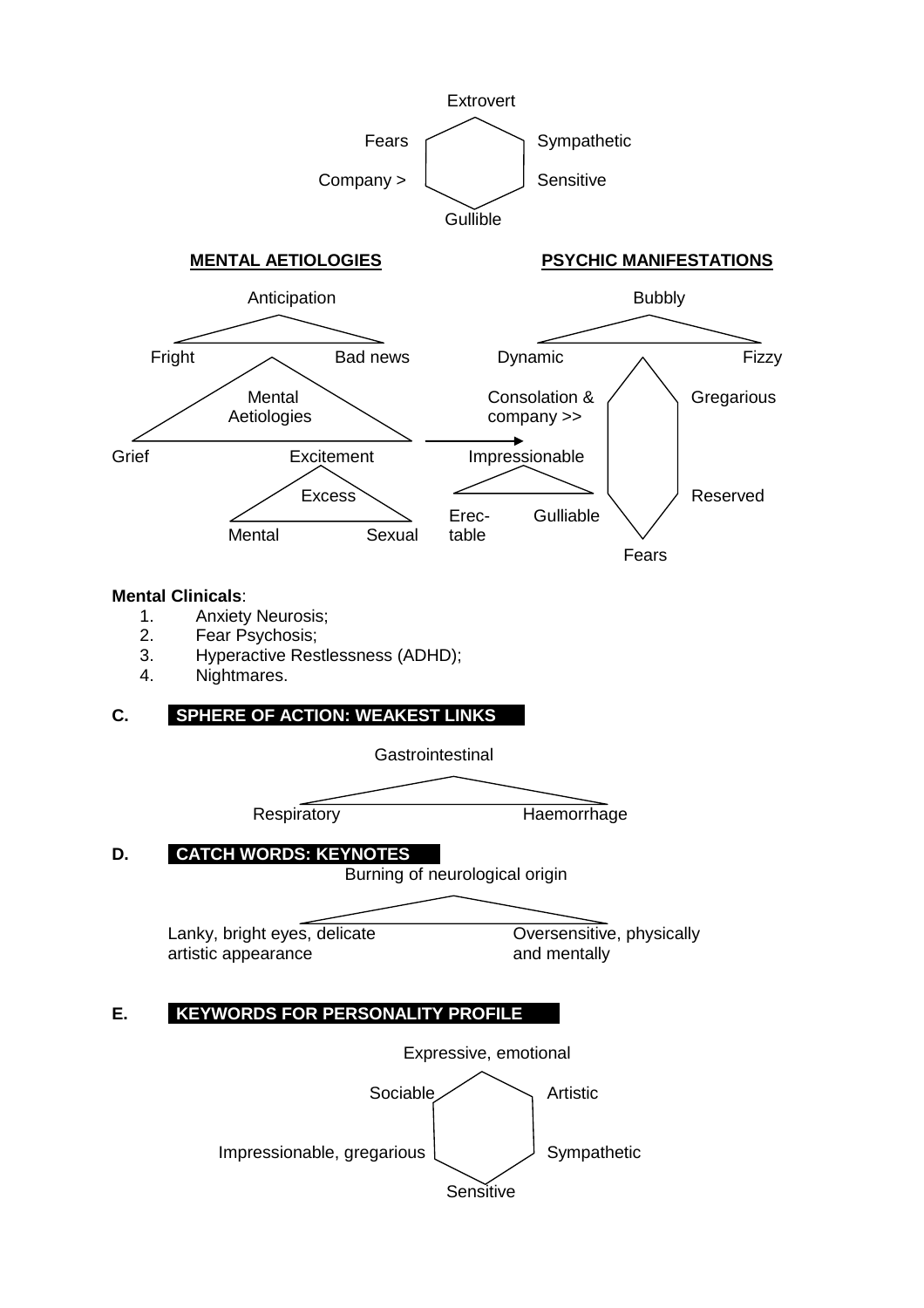Extrovert

Fears — Sympathetic

Company > — Sensitive

Gullible

**MENTAL AETIOLOGIES**

Anticipation

Fright — Bad news

Mental Aetiologies

Grief — Excitement

Excess

Mental — Sexual

**PSYCHIC MANIFESTATIONS**

Bubbly

Dynamic — Fizzy

Consolation & company >> — Gregarious

Impressionable

Erec-table — Gulliable — Reserved

Fears

**Mental Clinicals**:

1. Anxiety Neurosis;
2. Fear Psychosis;
3. Hyperactive Restlessness (ADHD);
4. Nightmares.

**C. SPHERE OF ACTION: WEAKEST LINKS**

Gastrointestinal

Respiratory — Haemorrhage

**D. CATCH WORDS: KEYNOTES**

Burning of neurological origin

Lanky, bright eyes, delicate artistic appearance — Oversensitive, physically and mentally

**E. KEYWORDS FOR PERSONALITY PROFILE**

Expressive, emotional

Sociable — Artistic

Impressionable, gregarious — Sympathetic

Sensitive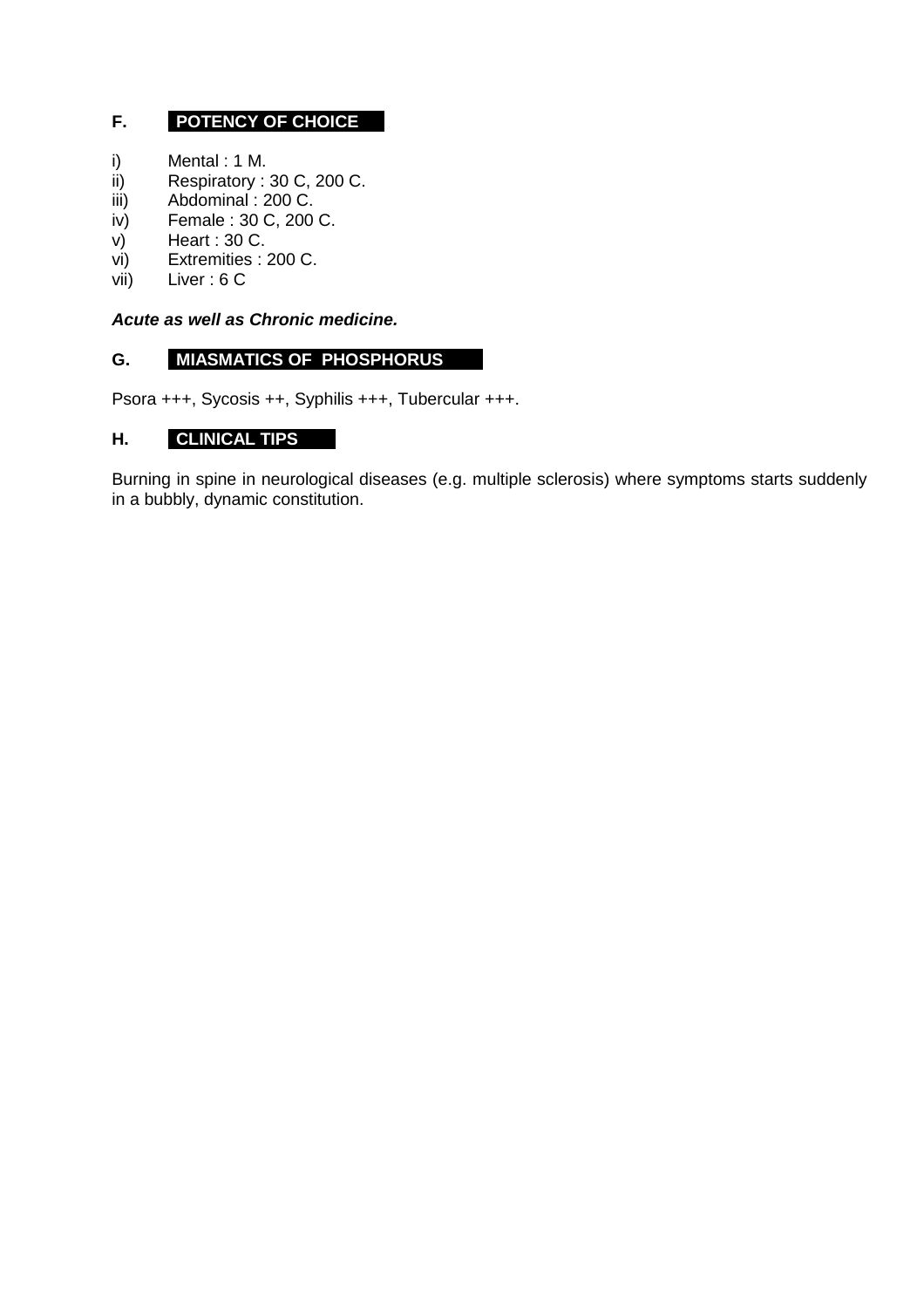## F. POTENCY OF CHOICE

i) Mental : 1 M.
ii) Respiratory : 30 C, 200 C.
iii) Abdominal : 200 C.
iv) Female : 30 C, 200 C.
v) Heart : 30 C.
vi) Extremities : 200 C.
vii) Liver : 6 C

***Acute as well as Chronic medicine.***

## G. MIASMATICS OF PHOSPHORUS

Psora +++, Sycosis ++, Syphilis +++, Tubercular +++.

## H. CLINICAL TIPS

Burning in spine in neurological diseases (e.g. multiple sclerosis) where symptoms starts suddenly in a bubbly, dynamic constitution.